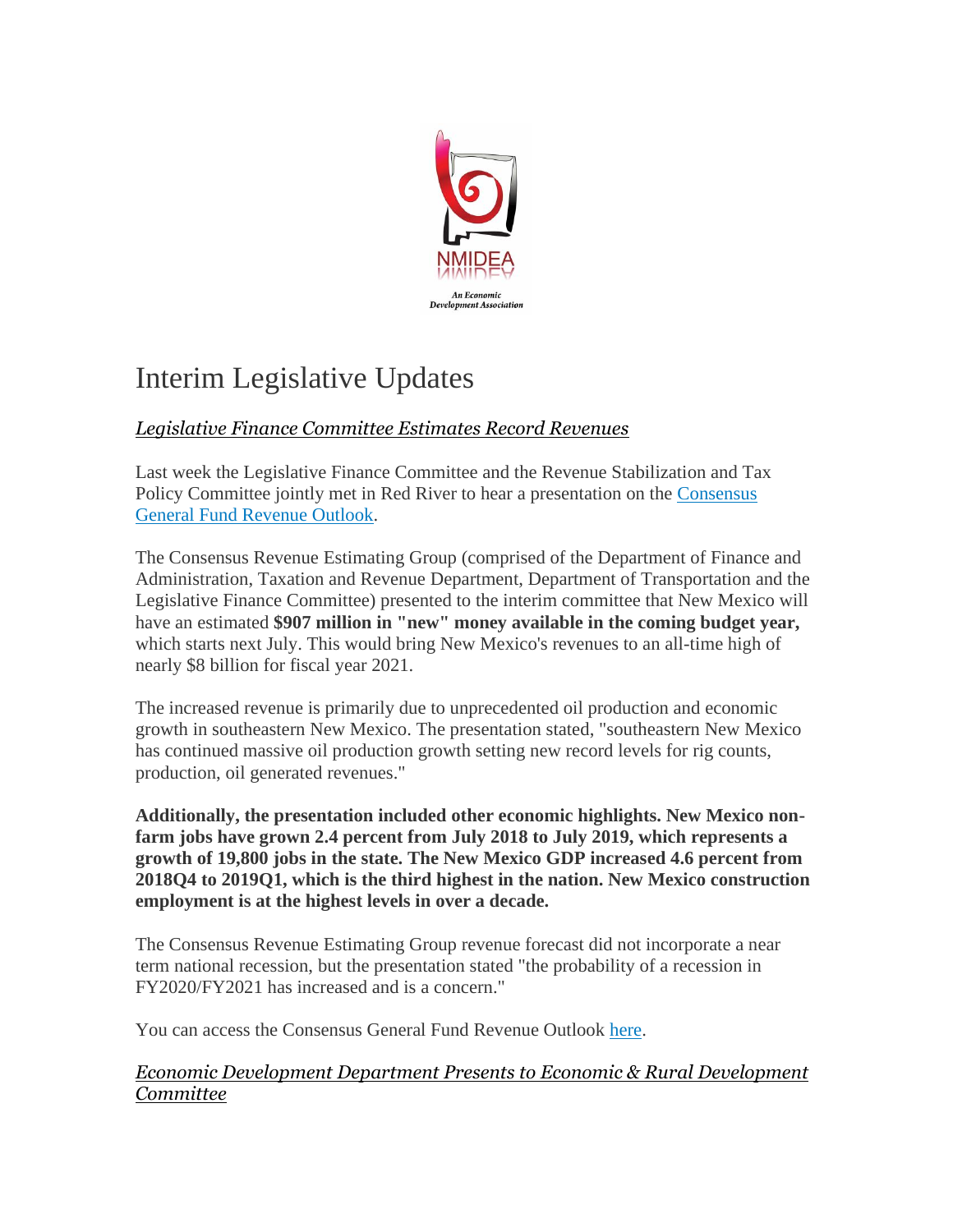NMIDEA

An Economic Development Association

# Interim Legislative Updates

## *Legislative Finance Committee Estimates Record Revenues*

Last week the Legislative Finance Committee and the Revenue Stabilization and Tax Policy Committee jointly met in Red River to hear a presentation on the Consensus General Fund Revenue Outlook.

The Consensus Revenue Estimating Group (comprised of the Department of Finance and Administration, Taxation and Revenue Department, Department of Transportation and the Legislative Finance Committee) presented to the interim committee that New Mexico will have an estimated **$907 million in "new" money available in the coming budget year,** which starts next July. This would bring New Mexico's revenues to an all-time high of nearly $8 billion for fiscal year 2021.

The increased revenue is primarily due to unprecedented oil production and economic growth in southeastern New Mexico. The presentation stated, "southeastern New Mexico has continued massive oil production growth setting new record levels for rig counts, production, oil generated revenues."

**Additionally, the presentation included other economic highlights. New Mexico non-farm jobs have grown 2.4 percent from July 2018 to July 2019, which represents a growth of 19,800 jobs in the state. The New Mexico GDP increased 4.6 percent from 2018Q4 to 2019Q1, which is the third highest in the nation. New Mexico construction employment is at the highest levels in over a decade.**

The Consensus Revenue Estimating Group revenue forecast did not incorporate a near term national recession, but the presentation stated "the probability of a recession in FY2020/FY2021 has increased and is a concern."

You can access the Consensus General Fund Revenue Outlook here.

## *Economic Development Department Presents to Economic & Rural Development Committee*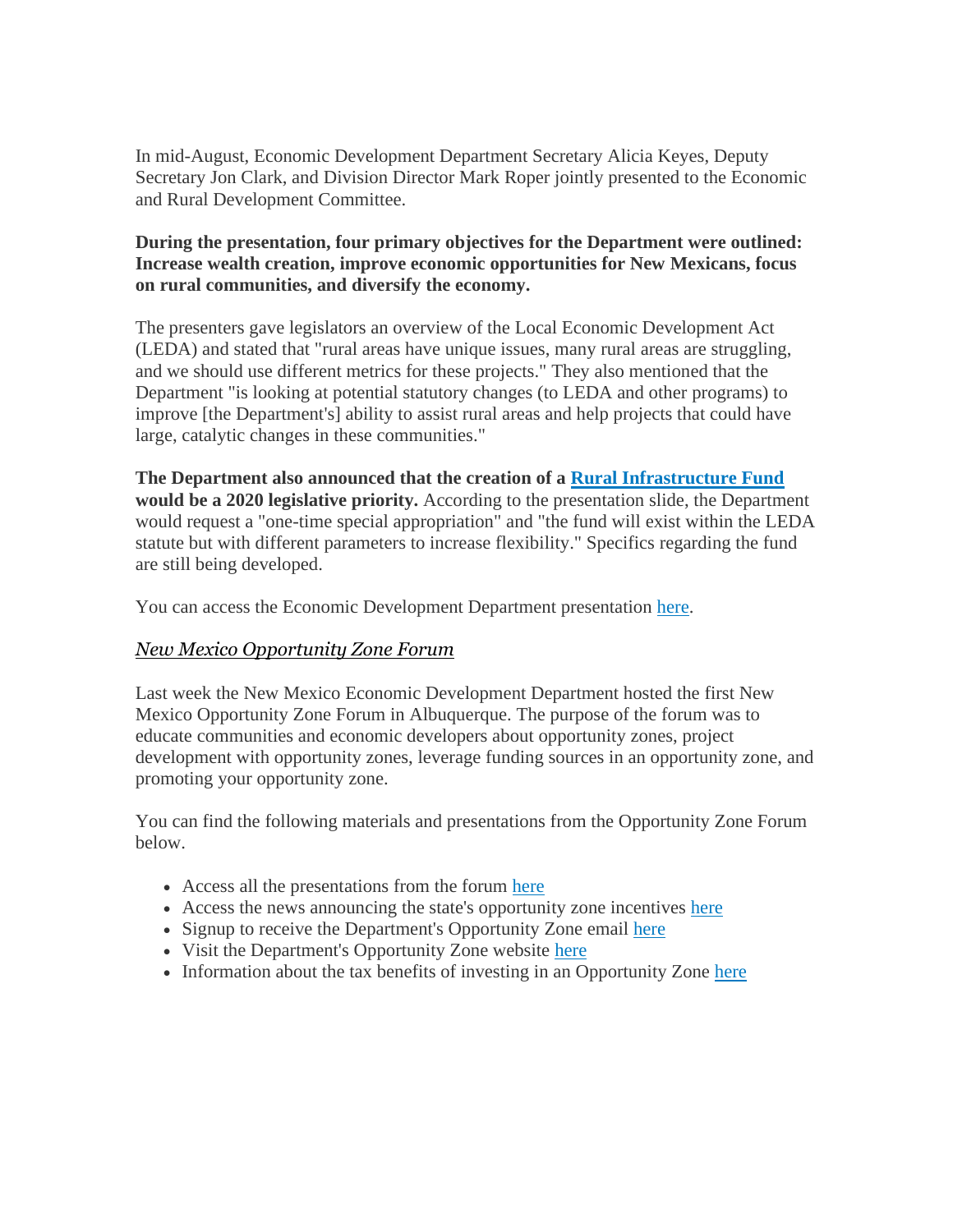In mid-August, Economic Development Department Secretary Alicia Keyes, Deputy Secretary Jon Clark, and Division Director Mark Roper jointly presented to the Economic and Rural Development Committee.

**During the presentation, four primary objectives for the Department were outlined: Increase wealth creation, improve economic opportunities for New Mexicans, focus on rural communities, and diversify the economy.**

The presenters gave legislators an overview of the Local Economic Development Act (LEDA) and stated that "rural areas have unique issues, many rural areas are struggling, and we should use different metrics for these projects." They also mentioned that the Department "is looking at potential statutory changes (to LEDA and other programs) to improve [the Department's] ability to assist rural areas and help projects that could have large, catalytic changes in these communities."

**The Department also announced that the creation of a Rural Infrastructure Fund would be a 2020 legislative priority.** According to the presentation slide, the Department would request a "one-time special appropriation" and "the fund will exist within the LEDA statute but with different parameters to increase flexibility." Specifics regarding the fund are still being developed.

You can access the Economic Development Department presentation here.

### *New Mexico Opportunity Zone Forum*

Last week the New Mexico Economic Development Department hosted the first New Mexico Opportunity Zone Forum in Albuquerque. The purpose of the forum was to educate communities and economic developers about opportunity zones, project development with opportunity zones, leverage funding sources in an opportunity zone, and promoting your opportunity zone.

You can find the following materials and presentations from the Opportunity Zone Forum below.

- Access all the presentations from the forum here
- Access the news announcing the state's opportunity zone incentives here
- Signup to receive the Department's Opportunity Zone email here
- Visit the Department's Opportunity Zone website here
- Information about the tax benefits of investing in an Opportunity Zone here